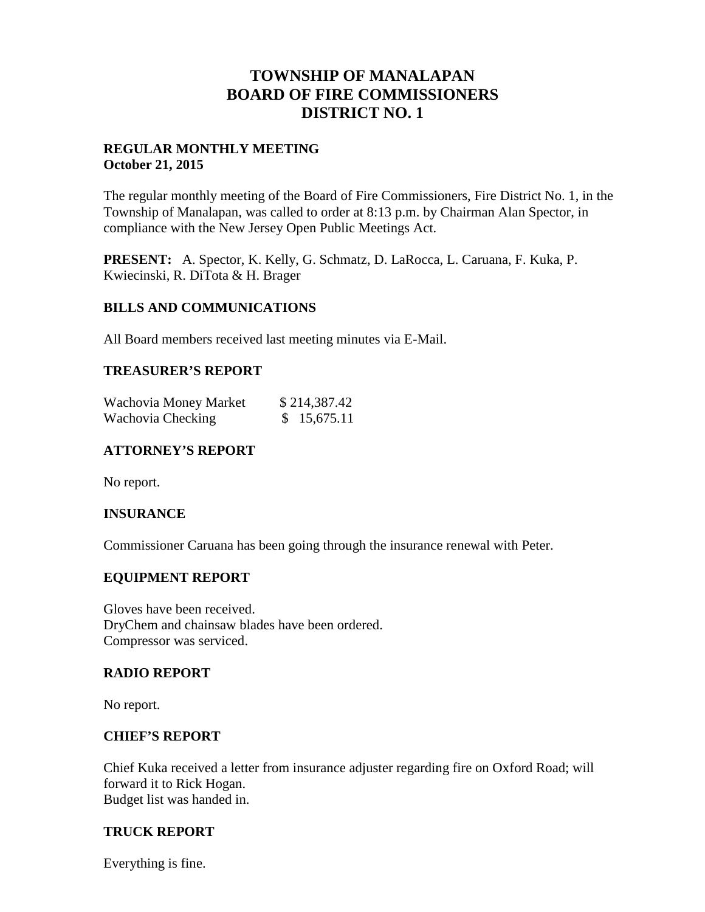# TOWNSHIP OF MANALAPAN
# BOARD OF FIRE COMMISSIONERS
# DISTRICT NO. 1

**REGULAR MONTHLY MEETING**
**October 21, 2015**

The regular monthly meeting of the Board of Fire Commissioners, Fire District No. 1, in the Township of Manalapan, was called to order at 8:13 p.m. by Chairman Alan Spector, in compliance with the New Jersey Open Public Meetings Act.

**PRESENT:** A. Spector, K. Kelly, G. Schmatz, D. LaRocca, L. Caruana, F. Kuka, P. Kwiecinski, R. DiTota & H. Brager

## BILLS AND COMMUNICATIONS

All Board members received last meeting minutes via E-Mail.

## TREASURER'S REPORT

| | |
|---|---|
| Wachovia Money Market | $ 214,387.42 |
| Wachovia Checking | $ 15,675.11 |

## ATTORNEY'S REPORT

No report.

## INSURANCE

Commissioner Caruana has been going through the insurance renewal with Peter.

## EQUIPMENT REPORT

Gloves have been received.
DryChem and chainsaw blades have been ordered.
Compressor was serviced.

## RADIO REPORT

No report.

## CHIEF'S REPORT

Chief Kuka received a letter from insurance adjuster regarding fire on Oxford Road; will forward it to Rick Hogan.
Budget list was handed in.

## TRUCK REPORT

Everything is fine.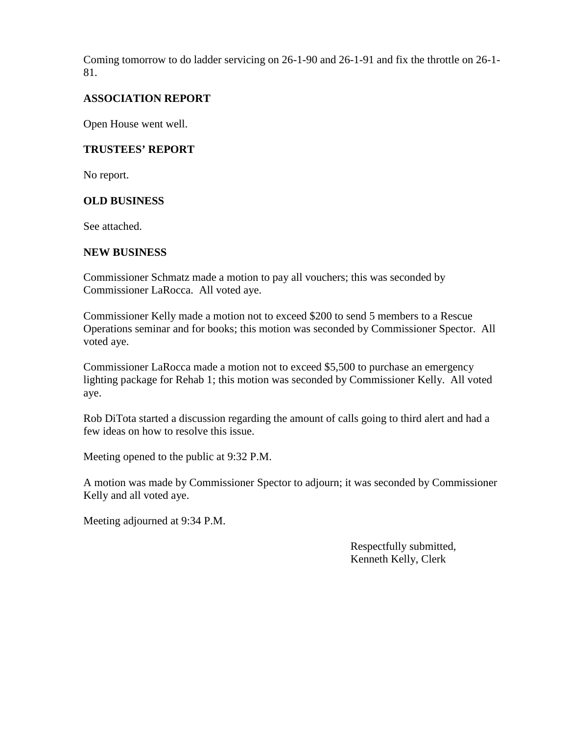Coming tomorrow to do ladder servicing on 26-1-90 and 26-1-91 and fix the throttle on 26-1-81.

**ASSOCIATION REPORT**

Open House went well.

**TRUSTEES' REPORT**

No report.

**OLD BUSINESS**

See attached.

**NEW BUSINESS**

Commissioner Schmatz made a motion to pay all vouchers; this was seconded by Commissioner LaRocca. All voted aye.

Commissioner Kelly made a motion not to exceed $200 to send 5 members to a Rescue Operations seminar and for books; this motion was seconded by Commissioner Spector. All voted aye.

Commissioner LaRocca made a motion not to exceed $5,500 to purchase an emergency lighting package for Rehab 1; this motion was seconded by Commissioner Kelly. All voted aye.

Rob DiTota started a discussion regarding the amount of calls going to third alert and had a few ideas on how to resolve this issue.

Meeting opened to the public at 9:32 P.M.

A motion was made by Commissioner Spector to adjourn; it was seconded by Commissioner Kelly and all voted aye.

Meeting adjourned at 9:34 P.M.

Respectfully submitted,
Kenneth Kelly, Clerk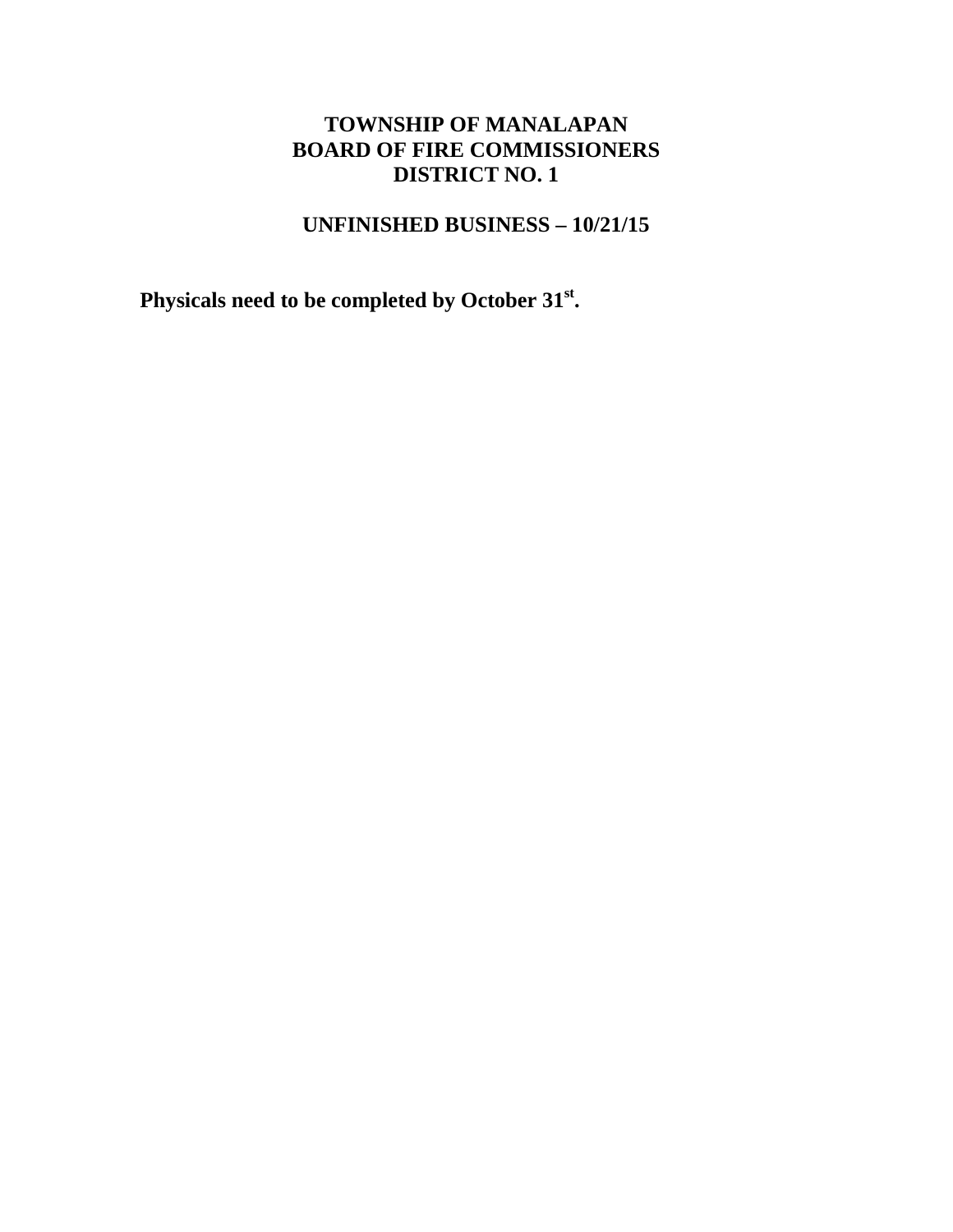# TOWNSHIP OF MANALAPAN
# BOARD OF FIRE COMMISSIONERS
# DISTRICT NO. 1

## UNFINISHED BUSINESS – 10/21/15

**Physicals need to be completed by October 31st.**